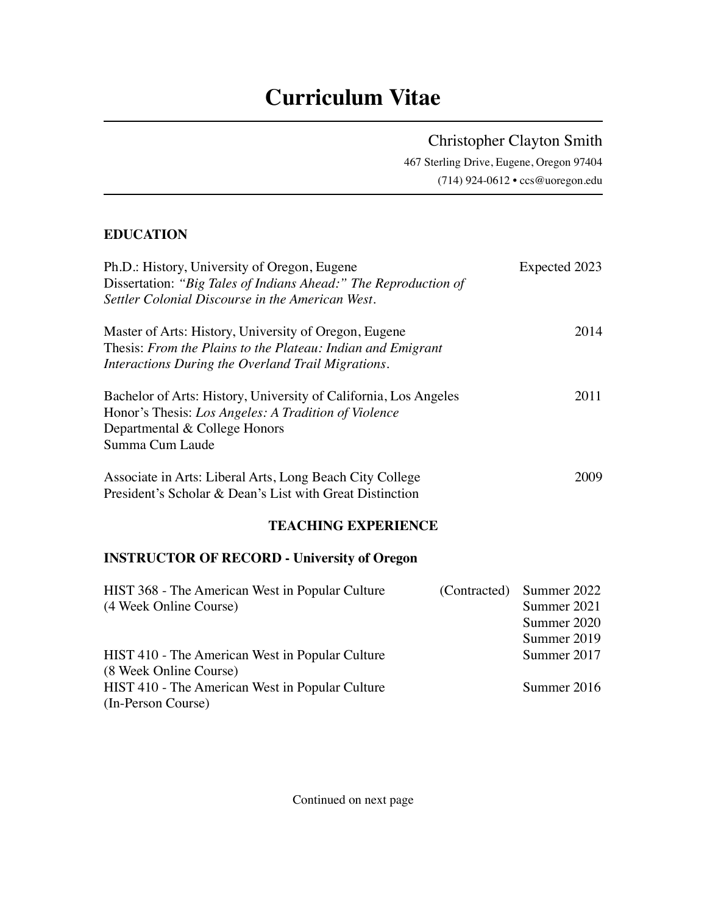# Curriculum Vitae

Christopher Clayton Smith
467 Sterling Drive, Eugene, Oregon 97404
(714) 924-0612 • ccs@uoregon.edu

## EDUCATION

Ph.D.: History, University of Oregon, Eugene — Expected 2023
Dissertation: *"Big Tales of Indians Ahead:" The Reproduction of Settler Colonial Discourse in the American West*.

Master of Arts: History, University of Oregon, Eugene — 2014
Thesis: *From the Plains to the Plateau: Indian and Emigrant Interactions During the Overland Trail Migrations*.

Bachelor of Arts: History, University of California, Los Angeles — 2011
Honor's Thesis: *Los Angeles: A Tradition of Violence*
Departmental & College Honors
Summa Cum Laude

Associate in Arts: Liberal Arts, Long Beach City College — 2009
President's Scholar & Dean's List with Great Distinction

## TEACHING EXPERIENCE

### INSTRUCTOR OF RECORD - University of Oregon

HIST 368 - The American West in Popular Culture (4 Week Online Course) — (Contracted) Summer 2022, Summer 2021, Summer 2020, Summer 2019

HIST 410 - The American West in Popular Culture (8 Week Online Course) — Summer 2017

HIST 410 - The American West in Popular Culture (In-Person Course) — Summer 2016

Continued on next page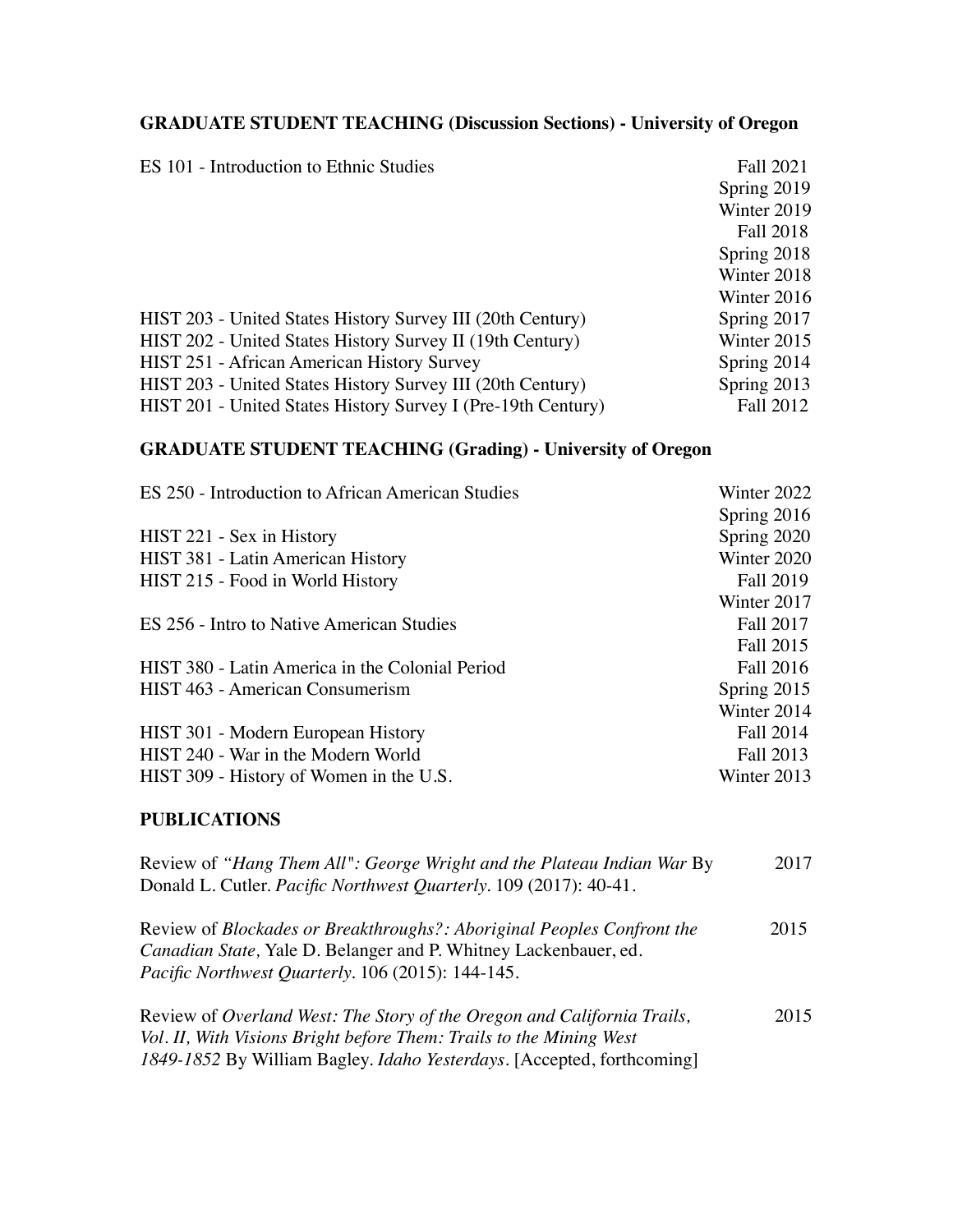## GRADUATE STUDENT TEACHING (Discussion Sections) - University of Oregon

| Course | Term |
|---|---|
| ES 101 - Introduction to Ethnic Studies | Fall 2021 |
| | Spring 2019 |
| | Winter 2019 |
| | Fall 2018 |
| | Spring 2018 |
| | Winter 2018 |
| | Winter 2016 |
| HIST 203 - United States History Survey III (20th Century) | Spring 2017 |
| HIST 202 - United States History Survey II (19th Century) | Winter 2015 |
| HIST 251 - African American History Survey | Spring 2014 |
| HIST 203 - United States History Survey III (20th Century) | Spring 2013 |
| HIST 201 - United States History Survey I (Pre-19th Century) | Fall 2012 |

## GRADUATE STUDENT TEACHING (Grading) - University of Oregon

| Course | Term |
|---|---|
| ES 250 - Introduction to African American Studies | Winter 2022 |
| | Spring 2016 |
| HIST 221 - Sex in History | Spring 2020 |
| HIST 381 - Latin American History | Winter 2020 |
| HIST 215 - Food in World History | Fall 2019 |
| | Winter 2017 |
| ES 256 - Intro to Native American Studies | Fall 2017 |
| | Fall 2015 |
| HIST 380 - Latin America in the Colonial Period | Fall 2016 |
| HIST 463 - American Consumerism | Spring 2015 |
| | Winter 2014 |
| HIST 301 - Modern European History | Fall 2014 |
| HIST 240 - War in the Modern World | Fall 2013 |
| HIST 309 - History of Women in the U.S. | Winter 2013 |

## PUBLICATIONS

Review of *"Hang Them All": George Wright and the Plateau Indian War* By Donald L. Cutler. *Pacific Northwest Quarterly*. 109 (2017): 40-41. — 2017

Review of *Blockades or Breakthroughs?: Aboriginal Peoples Confront the Canadian State,* Yale D. Belanger and P. Whitney Lackenbauer, ed. *Pacific Northwest Quarterly*. 106 (2015): 144-145. — 2015

Review of *Overland West: The Story of the Oregon and California Trails, Vol. II, With Visions Bright before Them: Trails to the Mining West 1849-1852* By William Bagley. *Idaho Yesterdays*. [Accepted, forthcoming] — 2015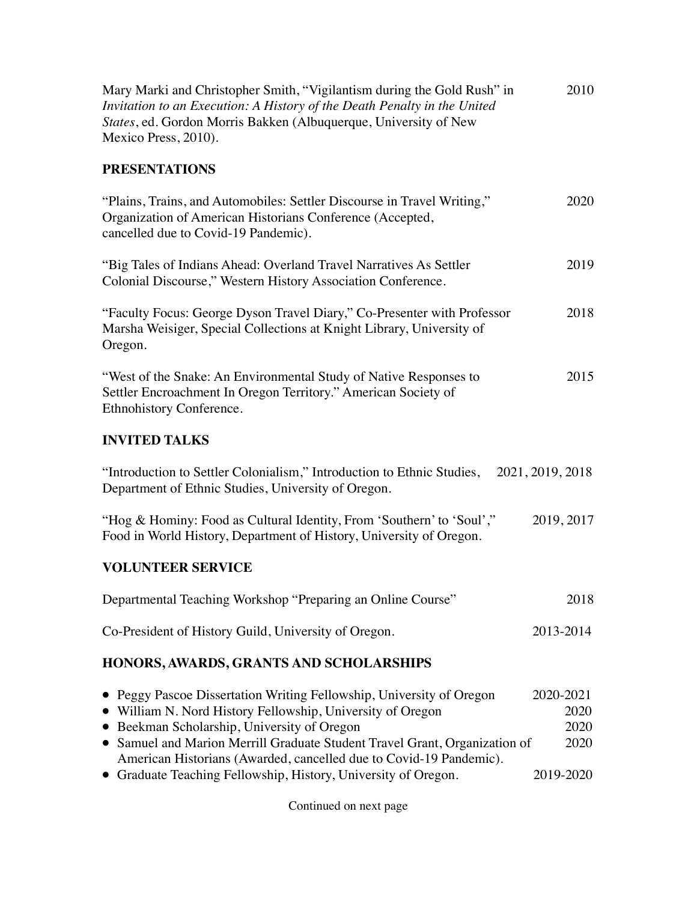Mary Marki and Christopher Smith, "Vigilantism during the Gold Rush" in *Invitation to an Execution: A History of the Death Penalty in the United States*, ed. Gordon Morris Bakken (Albuquerque, University of New Mexico Press, 2010). 2010

## PRESENTATIONS

"Plains, Trains, and Automobiles: Settler Discourse in Travel Writing," Organization of American Historians Conference (Accepted, cancelled due to Covid-19 Pandemic). 2020

"Big Tales of Indians Ahead: Overland Travel Narratives As Settler Colonial Discourse," Western History Association Conference. 2019

"Faculty Focus: George Dyson Travel Diary," Co-Presenter with Professor Marsha Weisiger, Special Collections at Knight Library, University of Oregon. 2018

"West of the Snake: An Environmental Study of Native Responses to Settler Encroachment In Oregon Territory." American Society of Ethnohistory Conference. 2015

## INVITED TALKS

"Introduction to Settler Colonialism," Introduction to Ethnic Studies, Department of Ethnic Studies, University of Oregon. 2021, 2019, 2018

"Hog & Hominy: Food as Cultural Identity, From 'Southern' to 'Soul'," Food in World History, Department of History, University of Oregon. 2019, 2017

## VOLUNTEER SERVICE

Departmental Teaching Workshop "Preparing an Online Course" 2018

Co-President of History Guild, University of Oregon. 2013-2014

## HONORS, AWARDS, GRANTS AND SCHOLARSHIPS

- Peggy Pascoe Dissertation Writing Fellowship, University of Oregon 2020-2021
- William N. Nord History Fellowship, University of Oregon 2020
- Beekman Scholarship, University of Oregon 2020
- Samuel and Marion Merrill Graduate Student Travel Grant, Organization of American Historians (Awarded, cancelled due to Covid-19 Pandemic). 2020
- Graduate Teaching Fellowship, History, University of Oregon. 2019-2020

Continued on next page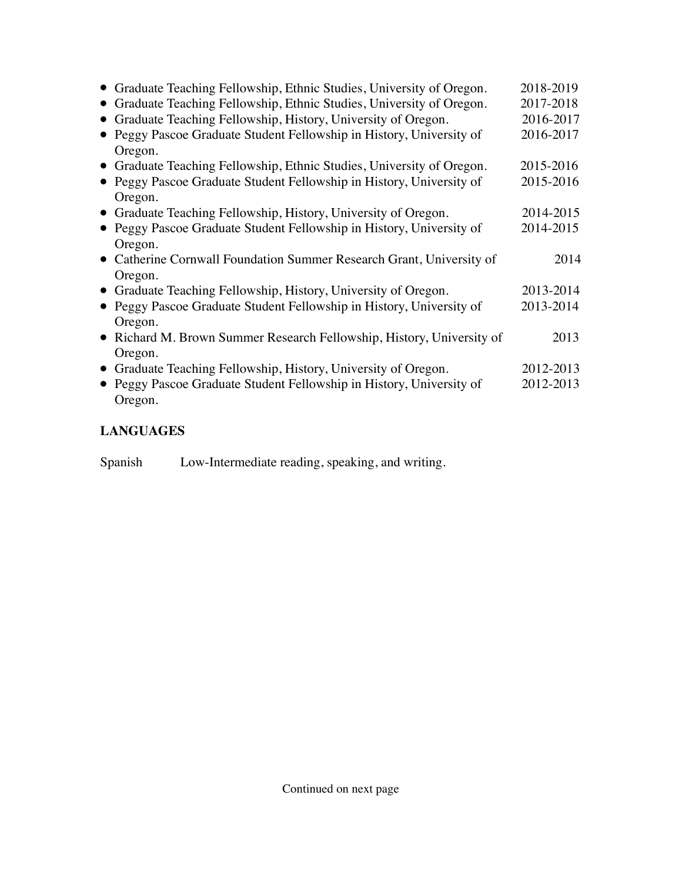- Graduate Teaching Fellowship, Ethnic Studies, University of Oregon. 2018-2019
- Graduate Teaching Fellowship, Ethnic Studies, University of Oregon. 2017-2018
- Graduate Teaching Fellowship, History, University of Oregon. 2016-2017
- Peggy Pascoe Graduate Student Fellowship in History, University of Oregon. 2016-2017
- Graduate Teaching Fellowship, Ethnic Studies, University of Oregon. 2015-2016
- Peggy Pascoe Graduate Student Fellowship in History, University of Oregon. 2015-2016
- Graduate Teaching Fellowship, History, University of Oregon. 2014-2015
- Peggy Pascoe Graduate Student Fellowship in History, University of Oregon. 2014-2015
- Catherine Cornwall Foundation Summer Research Grant, University of Oregon. 2014
- Graduate Teaching Fellowship, History, University of Oregon. 2013-2014
- Peggy Pascoe Graduate Student Fellowship in History, University of Oregon. 2013-2014
- Richard M. Brown Summer Research Fellowship, History, University of Oregon. 2013
- Graduate Teaching Fellowship, History, University of Oregon. 2012-2013
- Peggy Pascoe Graduate Student Fellowship in History, University of Oregon. 2012-2013

## LANGUAGES

Spanish Low-Intermediate reading, speaking, and writing.

Continued on next page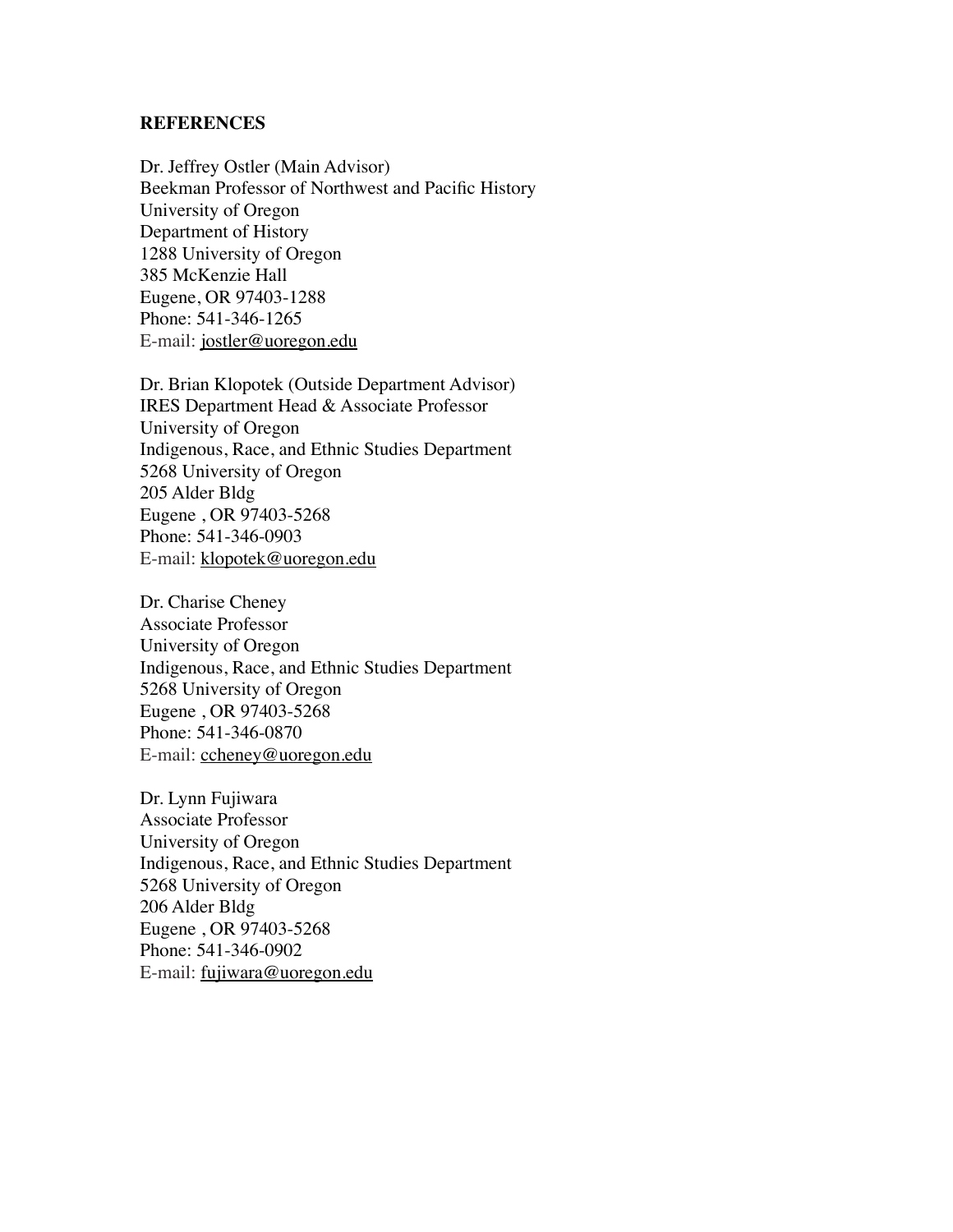**REFERENCES**

Dr. Jeffrey Ostler (Main Advisor)
Beekman Professor of Northwest and Pacific History
University of Oregon
Department of History
1288 University of Oregon
385 McKenzie Hall
Eugene, OR 97403-1288
Phone: 541-346-1265
E-mail: jostler@uoregon.edu

Dr. Brian Klopotek (Outside Department Advisor)
IRES Department Head & Associate Professor
University of Oregon
Indigenous, Race, and Ethnic Studies Department
5268 University of Oregon
205 Alder Bldg
Eugene , OR 97403-5268
Phone: 541-346-0903
E-mail: klopotek@uoregon.edu

Dr. Charise Cheney
Associate Professor
University of Oregon
Indigenous, Race, and Ethnic Studies Department
5268 University of Oregon
Eugene , OR 97403-5268
Phone: 541-346-0870
E-mail: ccheney@uoregon.edu

Dr. Lynn Fujiwara
Associate Professor
University of Oregon
Indigenous, Race, and Ethnic Studies Department
5268 University of Oregon
206 Alder Bldg
Eugene , OR 97403-5268
Phone: 541-346-0902
E-mail: fujiwara@uoregon.edu